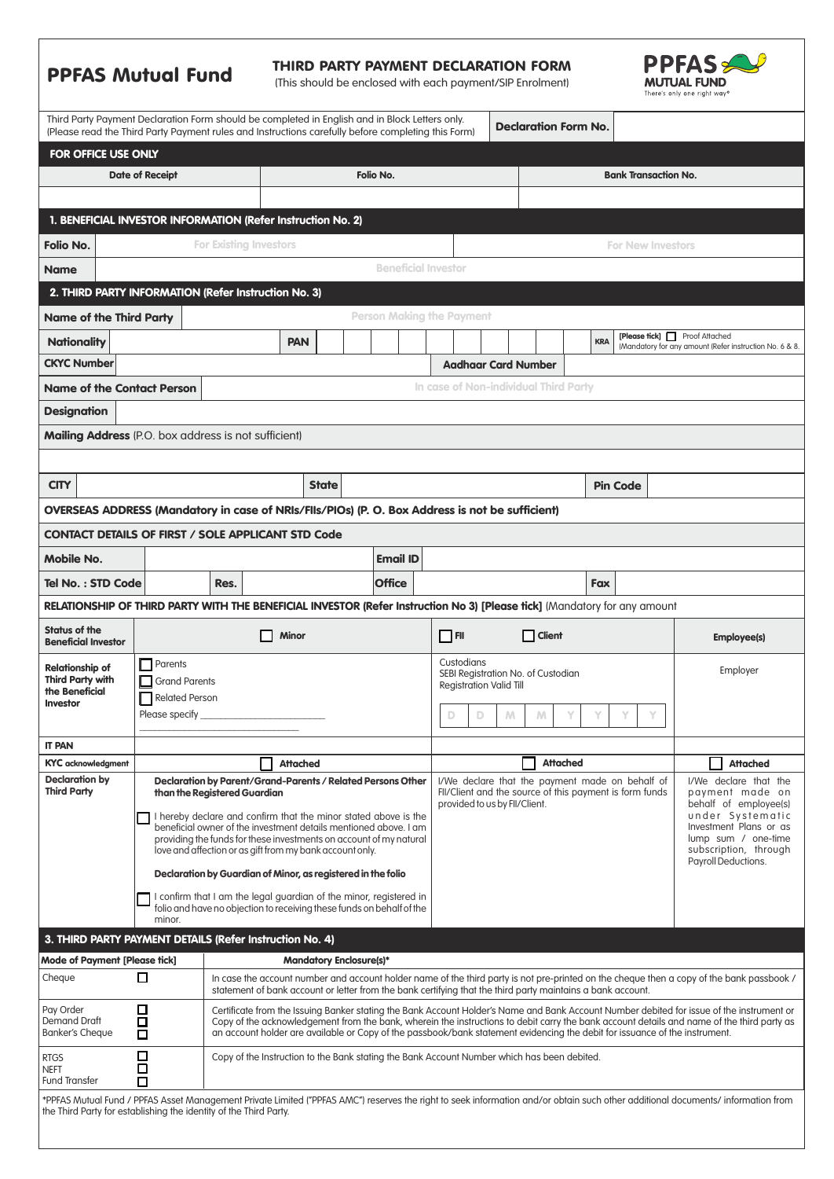# PPFAS Mutual Fund

## THIRD PARTY PAYMENT DECLARATION FORM

(This should be enclosed with each payment/SIP Enrolment)

PPFAS MUTUAL FUND
There's only one right way®

Third Party Payment Declaration Form should be completed in English and in Block Letters only.
(Please read the Third Party Payment rules and Instructions carefully before completing this Form)

**Declaration Form No.**

### FOR OFFICE USE ONLY

| Date of Receipt | Folio No. | Bank Transaction No. |
|---|---|---|
| | | |

### 1. BENEFICIAL INVESTOR INFORMATION (Refer Instruction No. 2)

| | | |
|---|---|---|
| **Folio No.** | For Existing Investors | For New Investors |
| **Name** | Beneficial Investor | |

### 2. THIRD PARTY INFORMATION (Refer Instruction No. 3)

**Name of the Third Party** Person Making the Payment

**Nationality** | **PAN** | **KRA** [Please tick] ☐ Proof Attached (Mandatory for any amount (Refer instruction No. 6 & 8.

**CKYC Number** | **Aadhaar Card Number**

**Name of the Contact Person** In case of Non-individual Third Party

**Designation**

**Mailing Address** (P.O. box address is not sufficient)

**CITY** | **State** | **Pin Code**

**OVERSEAS ADDRESS (Mandatory in case of NRIs/FIIs/PIOs) (P. O. Box Address is not be sufficient)**

**CONTACT DETAILS OF FIRST / SOLE APPLICANT STD Code**

**Mobile No.** | **Email ID**

**Tel No. : STD Code** | **Res.** | **Office** | **Fax**

**RELATIONSHIP OF THIRD PARTY WITH THE BENEFICIAL INVESTOR (Refer Instruction No 3) [Please tick]** (Mandatory for any amount

| **Status of the Beneficial Investor** | ☐ **Minor** | ☐ **FII** ☐ **Client** | **Employee(s)** |
|---|---|---|---|
| **Relationship of Third Party with the Beneficial Investor** | ☐ Parents<br>☐ Grand Parents<br>☐ Related Person<br>Please specify ______________________ | Custodians<br>SEBI Registration No. of Custodian<br>Registration Valid Till<br>D D M M Y Y Y Y | Employer |
| **IT PAN** | | | |
| **KYC acknowledgment** | ☐ **Attached** | ☐ **Attached** | ☐ **Attached** |
| **Declaration by Third Party** | **Declaration by Parent/Grand-Parents / Related Persons Other than the Registered Guardian**<br>☐ I hereby declare and confirm that the minor stated above is the beneficial owner of the investment details mentioned above. I am providing the funds for these investments on account of my natural love and affection or as gift from my bank account only.<br>**Declaration by Guardian of Minor, as registered in the folio**<br>☐ I confirm that I am the legal guardian of the minor, registered in folio and have no objection to receiving these funds on behalf of the minor. | I/We declare that the payment made on behalf of FII/Client and the source of this payment is form funds provided to us by FII/Client. | I/We declare that the payment made on behalf of employee(s) under Systematic Investment Plans or as lump sum / one-time subscription, through Payroll Deductions. |

### 3. THIRD PARTY PAYMENT DETAILS (Refer Instruction No. 4)

| Mode of Payment [Please tick] | | Mandatory Enclosure(s)* |
|---|---|---|
| Cheque | ☐ | In case the account number and account holder name of the third party is not pre-printed on the cheque then a copy of the bank passbook / statement of bank account or letter from the bank certifying that the third party maintains a bank account. |
| Pay Order<br>Demand Draft<br>Banker's Cheque | ☐<br>☐<br>☐ | Certificate from the Issuing Banker stating the Bank Account Holder's Name and Bank Account Number debited for issue of the instrument or Copy of the acknowledgement from the bank, wherein the instructions to debit carry the bank account details and name of the third party as an account holder are available or Copy of the passbook/bank statement evidencing the debit for issuance of the instrument. |
| RTGS<br>NEFT<br>Fund Transfer | ☐<br>☐<br>☐ | Copy of the Instruction to the Bank stating the Bank Account Number which has been debited. |

*PPFAS Mutual Fund / PPFAS Asset Management Private Limited ("PPFAS AMC") reserves the right to seek information and/or obtain such other additional documents/ information from the Third Party for establishing the identity of the Third Party.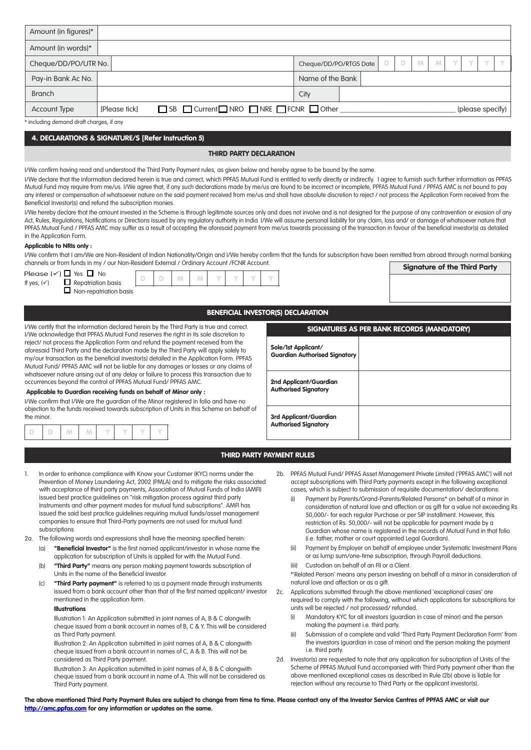| Amount (in figures)* | | | |
|---|---|---|---|
| Amount (in words)* | | | |
| Cheque/DD/PO/UTR No. | | Cheque/DD/PO/RTGS Date | D D M M Y Y Y Y |
| Pay-in Bank Ac No. | | Name of the Bank | |
| Branch | | City | |
| Account Type | [Please tick] | ☐ SB ☐ Current ☐ NRO ☐ NRE ☐ FCNR ☐ Other ____________ (please specify) | |

* including demand draft charges, if any

## 4. DECLARATIONS & SIGNATURE/S [Refer Instruction 5]

### THIRD PARTY DECLARATION

I/We confirm having read and understood the Third Party Payment rules, as given below and hereby agree to be bound by the same.

I/We declare that the information declared herein is true and correct, which PPFAS Mutual Fund is entitled to verify directly or indirectly. I agree to furnish such further information as PPFAS Mutual Fund may require from me/us. I/We agree that, if any such declarations made by me/us are found to be incorrect or incomplete, PPFAS Mutual Fund / PPFAS AMC is not bound to pay any interest or compensation of whatsoever nature on the said payment received from me/us and shall have absolute discretion to reject / not process the Application Form received from the Beneficial Investor(s) and refund the subscription monies.

I/We hereby declare that the amount invested in the Scheme is through legitimate sources only and does not involve and is not designed for the purpose of any contravention or evasion of any Act, Rules, Regulations, Notifications or Directions issued by any regulatory authority in India. I/We will assume personal liability for any claim, loss and/ or damage of whatsoever nature that PPFAS Mutual Fund / PPFAS AMC may suffer as a result of accepting the aforesaid payment from me/us towards processing of the transaction in favour of the beneficial investor(s) as detailed in the Application Form.

**Applicable to NRIs only :**

I/We confirm that I am/We are Non-Resident of Indian Nationality/Origin and I/We hereby confirm that the funds for subscription have been remitted from abroad through normal banking channels or from funds in my / our Non-Resident External / Ordinary Account /FCNR Account.

Please (✓) ☐ Yes ☐ No

If yes, (✓) ☐ Repatriation basis
☐ Non-repatriation basis

D D M M Y Y Y Y

**Signature of the Third Party**

### BENEFICIAL INVESTOR(S) DECLARATION

I/We certify that the information declared herein by the Third Party is true and correct. I/We acknowledge that PPFAS Mutual Fund reserves the right in its sole discretion to reject/ not process the Application Form and refund the payment received from the aforesaid Third Party and the declaration made by the Third Party will apply solely to my/our transaction as the beneficial investor(s) detailed in the Application Form. PPFAS Mutual Fund/ PPFAS AMC will not be liable for any damages or losses or any claims of whatsoever nature arising out of any delay or failure to process this transaction due to occurrences beyond the control of PPFAS Mutual Fund/ PPFAS AMC.

**Applicable to Guardian receiving funds on behalf of Minor only :**

I/We confirm that I/We are the guardian of the Minor registered in folio and have no objection to the funds received towards subscription of Units in this Scheme on behalf of the minor.

D D M M Y Y Y Y

| SIGNATURES AS PER BANK RECORDS (MANDATORY) | |
|---|---|
| **Sole/1st Applicant/ Guardian Authorised Signatory** | |
| **2nd Applicant/Guardian Authorised Signatory** | |
| **3rd Applicant/Guardian Authorised Signatory** | |

### THIRD PARTY PAYMENT RULES

1. In order to enhance compliance with Know your Customer (KYC) norms under the Prevention of Money Laundering Act, 2002 (PMLA) and to mitigate the risks associated with acceptance of third party payments, Association of Mutual Funds of India (AMFI) issued best practice guidelines on "risk mitigation process against third party instruments and other payment modes for mutual fund subscriptions". AMFI has issued the said best practice guidelines requiring mutual funds/asset management companies to ensure that Third-Party payments are not used for mutual fund subscriptions

2a. The following words and expressions shall have the meaning specified herein:
   - (a) **"Beneficial Investor"** is the first named applicant/investor in whose name the application for subscription of Units is applied for with the Mutual Fund.
   - (b) **"Third Party"** means any person making payment towards subscription of Units in the name of the Beneficial Investor.
   - (c) **"Third Party payment"** is referred to as a payment made through instruments issued from a bank account other than that of the first named applicant/ investor mentioned in the application form.

   **Illustrations**

   Illustration 1: An Application submitted in joint names of A, B & C alongwith cheque issued from a bank account in names of B, C & Y. This will be considered as Third Party payment.

   Illustration 2: An Application submitted in joint names of A, B & C alongwith cheque issued from a bank account in names of C, A & B. This will not be considered as Third Party payment.

   Illustration 3: An Application submitted in joint names of A, B & C alongwith cheque issued from a bank account in name of A. This will not be considered as Third Party payment.

2b. PPFAS Mutual Fund/ PPFAS Asset Management Private Limited ('PPFAS AMC') will not accept subscriptions with Third Party payments except in the following exceptional cases, which is subject to submission of requisite documentation/ declarations:
   - (i) Payment by Parents/Grand-Parents/Related Persons* on behalf of a minor in consideration of natural love and affection or as gift for a value not exceeding Rs 50,000/- for each regular Purchase or per SIP installment. However, this restriction of Rs. 50,000/- will not be applicable for payment made by a Guardian whose name is registered in the records of Mutual Fund in that folio (i.e. father, mother or court appointed Legal Guardian).
   - (ii) Payment by Employer on behalf of employee under Systematic Investment Plans or as lump sum/one-time subscription, through Payroll deductions.
   - (iii) Custodian on behalf of an FII or a Client.

   *'Related Person' means any person investing on behalf of a minor in consideration of natural love and affection or as a gift.

2c. Applications submitted through the above mentioned 'exceptional cases' are required to comply with the following, without which applications for subscriptions for units will be rejected / not processed/ refunded.
   - (i) Mandatory KYC for all investors (guardian in case of minor) and the person making the payment i.e. third party.
   - (ii) Submission of a complete and valid 'Third Party Payment Declaration Form' from the investors (guardian in case of minor) and the person making the payment i.e. third party.

2d. Investor(s) are requested to note that any application for subscription of Units of the Scheme of PPFAS Mutual Fund accompanied with Third Party payment other than the above mentioned exceptional cases as described in Rule (2b) above is liable for rejection without any recourse to Third Party or the applicant investor(s).

**The above mentioned Third Party Payment Rules are subject to change from time to time. Please contact any of the Investor Service Centres of PPFAS AMC or visit our http://amc.ppfas.com for any information or updates on the same.**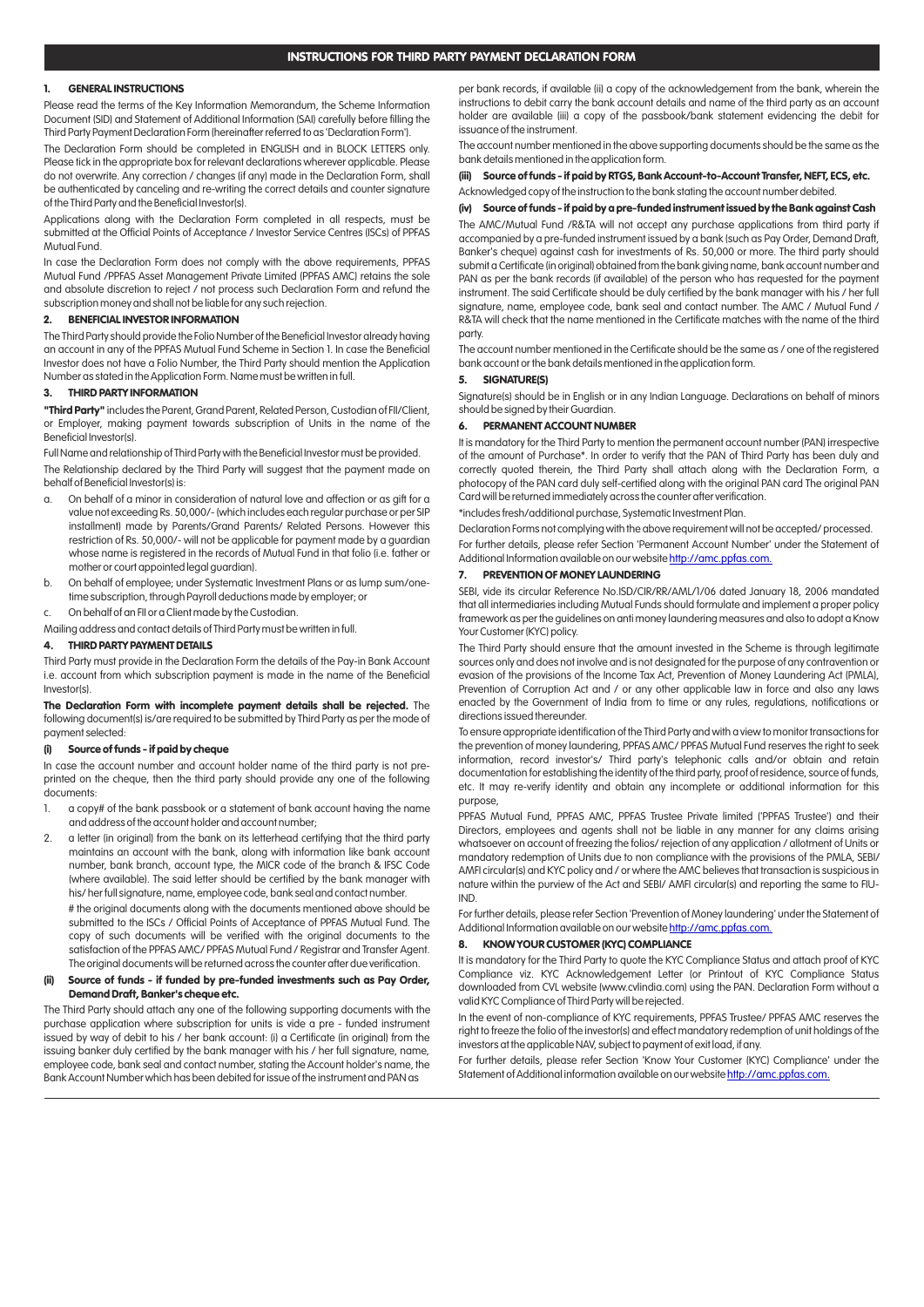# INSTRUCTIONS FOR THIRD PARTY PAYMENT DECLARATION FORM

## 1. GENERAL INSTRUCTIONS

Please read the terms of the Key Information Memorandum, the Scheme Information Document (SID) and Statement of Additional Information (SAI) carefully before filling the Third Party Payment Declaration Form (hereinafter referred to as 'Declaration Form').

The Declaration Form should be completed in ENGLISH and in BLOCK LETTERS only. Please tick in the appropriate box for relevant declarations wherever applicable. Please do not overwrite. Any correction / changes (if any) made in the Declaration Form, shall be authenticated by canceling and re-writing the correct details and counter signature of the Third Party and the Beneficial Investor(s).

Applications along with the Declaration Form completed in all respects, must be submitted at the Official Points of Acceptance / Investor Service Centres (ISCs) of PPFAS Mutual Fund.

In case the Declaration Form does not comply with the above requirements, PPFAS Mutual Fund /PPFAS Asset Management Private Limited (PPFAS AMC) retains the sole and absolute discretion to reject / not process such Declaration Form and refund the subscription money and shall not be liable for any such rejection.

## 2. BENEFICIAL INVESTOR INFORMATION

The Third Party should provide the Folio Number of the Beneficial Investor already having an account in any of the PPFAS Mutual Fund Scheme in Section 1. In case the Beneficial Investor does not have a Folio Number, the Third Party should mention the Application Number as stated in the Application Form. Name must be written in full.

## 3. THIRD PARTY INFORMATION

**"Third Party"** includes the Parent, Grand Parent, Related Person, Custodian of FII/Client, or Employer, making payment towards subscription of Units in the name of the Beneficial Investor(s).

Full Name and relationship of Third Party with the Beneficial Investor must be provided.

The Relationship declared by the Third Party will suggest that the payment made on behalf of Beneficial Investor(s) is:

a. On behalf of a minor in consideration of natural love and affection or as gift for a value not exceeding Rs. 50,000/- (which includes each regular purchase or per SIP installment) made by Parents/Grand Parents/ Related Persons. However this restriction of Rs. 50,000/- will not be applicable for payment made by a guardian whose name is registered in the records of Mutual Fund in that folio (i.e. father or mother or court appointed legal guardian).

b. On behalf of employee; under Systematic Investment Plans or as lump sum/one-time subscription, through Payroll deductions made by employer; or

c. On behalf of an FII or a Client made by the Custodian.

Mailing address and contact details of Third Party must be written in full.

## 4. THIRD PARTY PAYMENT DETAILS

Third Party must provide in the Declaration Form the details of the Pay-in Bank Account i.e. account from which subscription payment is made in the name of the Beneficial Investor(s).

**The Declaration Form with incomplete payment details shall be rejected.** The following document(s) is/are required to be submitted by Third Party as per the mode of payment selected:

### (i) Source of funds - if paid by cheque

In case the account number and account holder name of the third party is not pre-printed on the cheque, then the third party should provide any one of the following documents:

1. a copy# of the bank passbook or a statement of bank account having the name and address of the account holder and account number;

2. a letter (in original) from the bank on its letterhead certifying that the third party maintains an account with the bank, along with information like bank account number, bank branch, account type, the MICR code of the branch & IFSC Code (where available). The said letter should be certified by the bank manager with his/ her full signature, name, employee code, bank seal and contact number.

   # the original documents along with the documents mentioned above should be submitted to the ISCs / Official Points of Acceptance of PPFAS Mutual Fund. The copy of such documents will be verified with the original documents to the satisfaction of the PPFAS AMC/ PPFAS Mutual Fund / Registrar and Transfer Agent. The original documents will be returned across the counter after due verification.

### (ii) Source of funds - if funded by pre-funded investments such as Pay Order, Demand Draft, Banker's cheque etc.

The Third Party should attach any one of the following supporting documents with the purchase application where subscription for units is vide a pre - funded instrument issued by way of debit to his / her bank account: (i) a Certificate (in original) from the issuing banker duly certified by the bank manager with his / her full signature, name, employee code, bank seal and contact number, stating the Account holder's name, the Bank Account Number which has been debited for issue of the instrument and PAN as per bank records, if available (ii) a copy of the acknowledgement from the bank, wherein the instructions to debit carry the bank account details and name of the third party as an account holder are available (iii) a copy of the passbook/bank statement evidencing the debit for issuance of the instrument.

The account number mentioned in the above supporting documents should be the same as the bank details mentioned in the application form.

### (iii) Source of funds - if paid by RTGS, Bank Account-to-Account Transfer, NEFT, ECS, etc.

Acknowledged copy of the instruction to the bank stating the account number debited.

### (iv) Source of funds - if paid by a pre-funded instrument issued by the Bank against Cash

The AMC/Mutual Fund /R&TA will not accept any purchase applications from third party if accompanied by a pre-funded instrument issued by a bank (such as Pay Order, Demand Draft, Banker's cheque) against cash for investments of Rs. 50,000 or more. The third party should submit a Certificate (in original) obtained from the bank giving name, bank account number and PAN as per the bank records (if available) of the person who has requested for the payment instrument. The said Certificate should be duly certified by the bank manager with his / her full signature, name, employee code, bank seal and contact number. The AMC / Mutual Fund / R&TA will check that the name mentioned in the Certificate matches with the name of the third party.

The account number mentioned in the Certificate should be the same as / one of the registered bank account or the bank details mentioned in the application form.

## 5. SIGNATURE(S)

Signature(s) should be in English or in any Indian Language. Declarations on behalf of minors should be signed by their Guardian.

## 6. PERMANENT ACCOUNT NUMBER

It is mandatory for the Third Party to mention the permanent account number (PAN) irrespective of the amount of Purchase*. In order to verify that the PAN of Third Party has been duly and correctly quoted therein, the Third Party shall attach along with the Declaration Form, a photocopy of the PAN card duly self-certified along with the original PAN card The original PAN Card will be returned immediately across the counter after verification.

*includes fresh/additional purchase, Systematic Investment Plan.

Declaration Forms not complying with the above requirement will not be accepted/ processed.

For further details, please refer Section 'Permanent Account Number' under the Statement of Additional Information available on our website http://amc.ppfas.com.

## 7. PREVENTION OF MONEY LAUNDERING

SEBI, vide its circular Reference No.ISD/CIR/RR/AML/1/06 dated January 18, 2006 mandated that all intermediaries including Mutual Funds should formulate and implement a proper policy framework as per the guidelines on anti money laundering measures and also to adopt a Know Your Customer (KYC) policy.

The Third Party should ensure that the amount invested in the Scheme is through legitimate sources only and does not involve and is not designated for the purpose of any contravention or evasion of the provisions of the Income Tax Act, Prevention of Money Laundering Act (PMLA), Prevention of Corruption Act and / or any other applicable law in force and also any laws enacted by the Government of India from to time or any rules, regulations, notifications or directions issued thereunder.

To ensure appropriate identification of the Third Party and with a view to monitor transactions for the prevention of money laundering, PPFAS AMC/ PPFAS Mutual Fund reserves the right to seek information, record investor's/ Third party's telephonic calls and/or obtain and retain documentation for establishing the identity of the third party, proof of residence, source of funds, etc. It may re-verify identity and obtain any incomplete or additional information for this purpose,

PPFAS Mutual Fund, PPFAS AMC, PPFAS Trustee Private limited ('PPFAS Trustee') and their Directors, employees and agents shall not be liable in any manner for any claims arising whatsoever on account of freezing the folios/ rejection of any application / allotment of Units or mandatory redemption of Units due to non compliance with the provisions of the PMLA, SEBI/ AMFI circular(s) and KYC policy and / or where the AMC believes that transaction is suspicious in nature within the purview of the Act and SEBI/ AMFI circular(s) and reporting the same to FIU-IND.

For further details, please refer Section 'Prevention of Money laundering' under the Statement of Additional Information available on our website http://amc.ppfas.com.

## 8. KNOW YOUR CUSTOMER (KYC) COMPLIANCE

It is mandatory for the Third Party to quote the KYC Compliance Status and attach proof of KYC Compliance viz. KYC Acknowledgement Letter (or Printout of KYC Compliance Status downloaded from CVL website (www.cvlindia.com) using the PAN. Declaration Form without a valid KYC Compliance of Third Party will be rejected.

In the event of non-compliance of KYC requirements, PPFAS Trustee/ PPFAS AMC reserves the right to freeze the folio of the investor(s) and effect mandatory redemption of unit holdings of the investors at the applicable NAV, subject to payment of exit load, if any.

For further details, please refer Section 'Know Your Customer (KYC) Compliance' under the Statement of Additional information available on our website http://amc.ppfas.com.